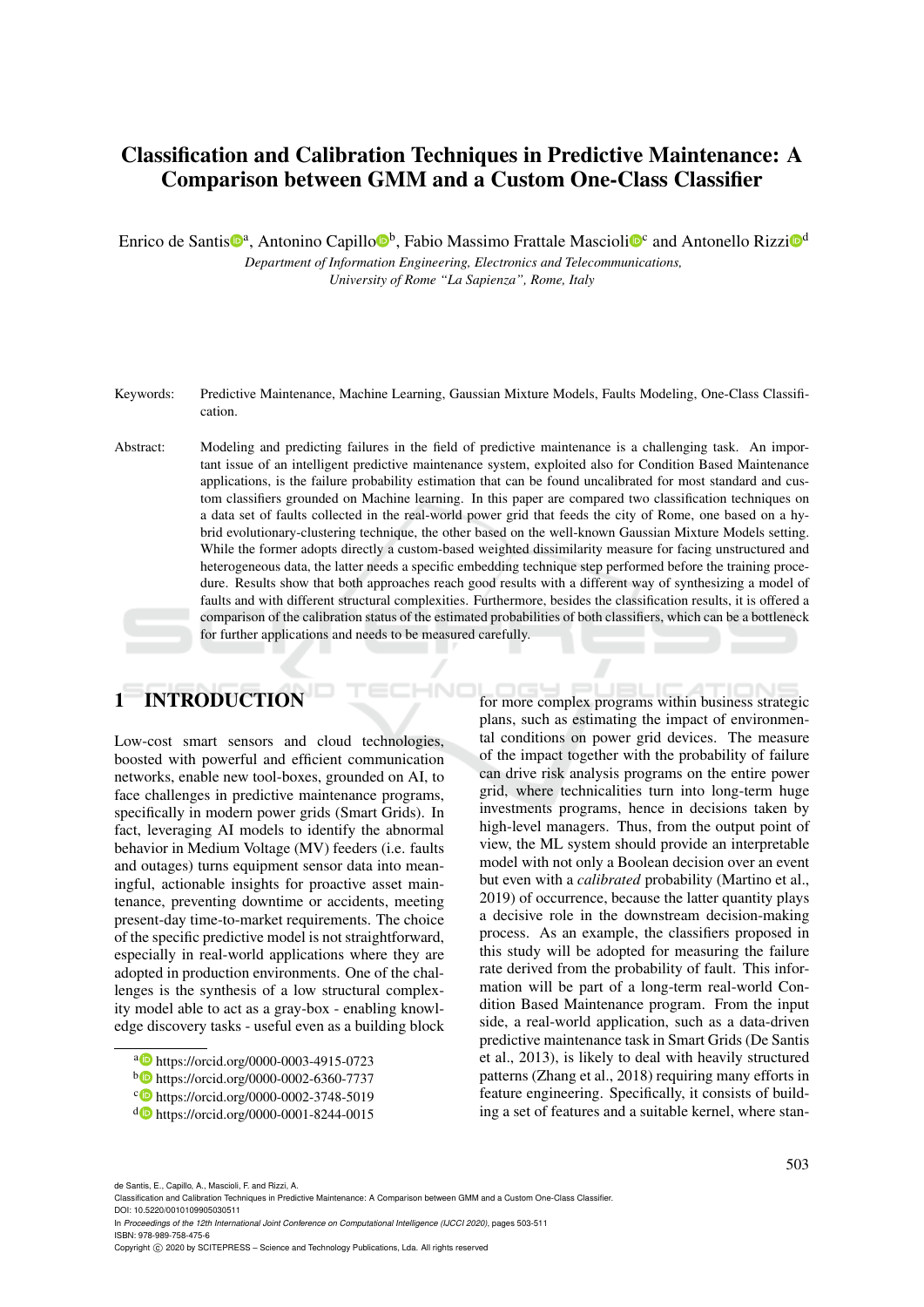# Classification and Calibration Techniques in Predictive Maintenance: A Comparison between GMM and a Custom One-Class Classifier

Enrico de Santis[a], Antonino Capillo[b], Fabio Massimo Frattale Mascioli[c] and Antonello Rizzi[d]

*Department of Information Engineering, Electronics and Telecommunications, University of Rome "La Sapienza", Rome, Italy*

Keywords: Predictive Maintenance, Machine Learning, Gaussian Mixture Models, Faults Modeling, One-Class Classification.

Abstract: Modeling and predicting failures in the field of predictive maintenance is a challenging task. An important issue of an intelligent predictive maintenance system, exploited also for Condition Based Maintenance applications, is the failure probability estimation that can be found uncalibrated for most standard and custom classifiers grounded on Machine learning. In this paper are compared two classification techniques on a data set of faults collected in the real-world power grid that feeds the city of Rome, one based on a hybrid evolutionary-clustering technique, the other based on the well-known Gaussian Mixture Models setting. While the former adopts directly a custom-based weighted dissimilarity measure for facing unstructured and heterogeneous data, the latter needs a specific embedding technique step performed before the training procedure. Results show that both approaches reach good results with a different way of synthesizing a model of faults and with different structural complexities. Furthermore, besides the classification results, it is offered a comparison of the calibration status of the estimated probabilities of both classifiers, which can be a bottleneck for further applications and needs to be measured carefully.

## 1 INTRODUCTION

Low-cost smart sensors and cloud technologies, boosted with powerful and efficient communication networks, enable new tool-boxes, grounded on AI, to face challenges in predictive maintenance programs, specifically in modern power grids (Smart Grids). In fact, leveraging AI models to identify the abnormal behavior in Medium Voltage (MV) feeders (i.e. faults and outages) turns equipment sensor data into meaningful, actionable insights for proactive asset maintenance, preventing downtime or accidents, meeting present-day time-to-market requirements. The choice of the specific predictive model is not straightforward, especially in real-world applications where they are adopted in production environments. One of the challenges is the synthesis of a low structural complexity model able to act as a gray-box - enabling knowledge discovery tasks - useful even as a building block for more complex programs within business strategic plans, such as estimating the impact of environmental conditions on power grid devices. The measure of the impact together with the probability of failure can drive risk analysis programs on the entire power grid, where technicalities turn into long-term huge investments programs, hence in decisions taken by high-level managers. Thus, from the output point of view, the ML system should provide an interpretable model with not only a Boolean decision over an event but even with a *calibrated* probability (Martino et al., 2019) of occurrence, because the latter quantity plays a decisive role in the downstream decision-making process. As an example, the classifiers proposed in this study will be adopted for measuring the failure rate derived from the probability of fault. This information will be part of a long-term real-world Condition Based Maintenance program. From the input side, a real-world application, such as a data-driven predictive maintenance task in Smart Grids (De Santis et al., 2013), is likely to deal with heavily structured patterns (Zhang et al., 2018) requiring many efforts in feature engineering. Specifically, it consists of building a set of features and a suitable kernel, where stan-

[a] https://orcid.org/0000-0003-4915-0723
[b] https://orcid.org/0000-0002-6360-7737
[c] https://orcid.org/0000-0002-3748-5019
[d] https://orcid.org/0000-0001-8244-0015

de Santis, E., Capillo, A., Mascioli, F. and Rizzi, A.
Classification and Calibration Techniques in Predictive Maintenance: A Comparison between GMM and a Custom One-Class Classifier.
DOI: 10.5220/0010109905030511
In *Proceedings of the 12th International Joint Conference on Computational Intelligence (IJCCI 2020)*, pages 503-511
ISBN: 978-989-758-475-6
Copyright © 2020 by SCITEPRESS – Science and Technology Publications, Lda. All rights reserved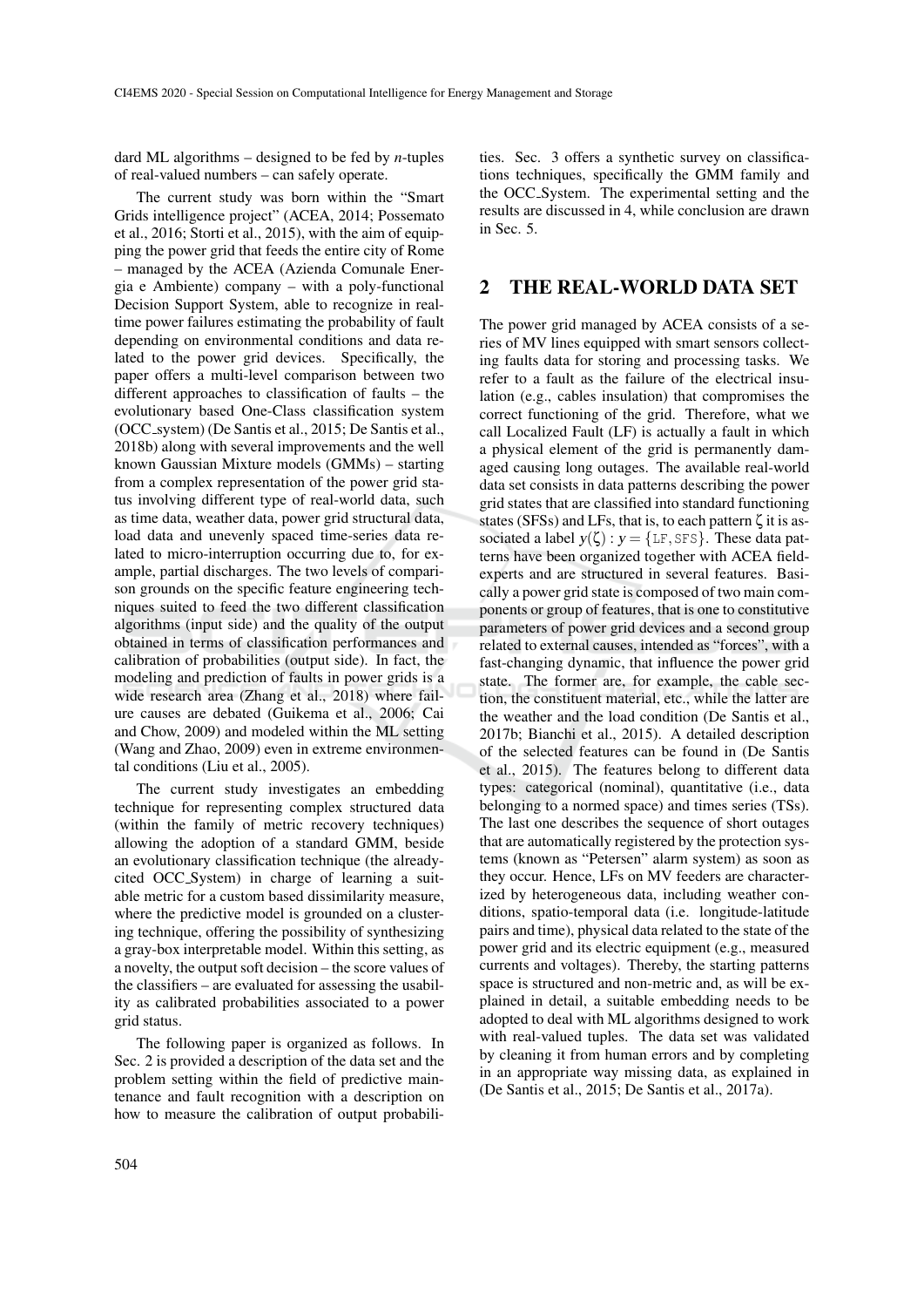dard ML algorithms – designed to be fed by $n$-tuples of real-valued numbers – can safely operate.

The current study was born within the "Smart Grids intelligence project" (ACEA, 2014; Possemato et al., 2016; Storti et al., 2015), with the aim of equipping the power grid that feeds the entire city of Rome – managed by the ACEA (Azienda Comunale Energia e Ambiente) company – with a poly-functional Decision Support System, able to recognize in real-time power failures estimating the probability of fault depending on environmental conditions and data related to the power grid devices. Specifically, the paper offers a multi-level comparison between two different approaches to classification of faults – the evolutionary based One-Class classification system (OCC_system) (De Santis et al., 2015; De Santis et al., 2018b) along with several improvements and the well known Gaussian Mixture models (GMMs) – starting from a complex representation of the power grid status involving different type of real-world data, such as time data, weather data, power grid structural data, load data and unevenly spaced time-series data related to micro-interruption occurring due to, for example, partial discharges. The two levels of comparison grounds on the specific feature engineering techniques suited to feed the two different classification algorithms (input side) and the quality of the output obtained in terms of classification performances and calibration of probabilities (output side). In fact, the modeling and prediction of faults in power grids is a wide research area (Zhang et al., 2018) where failure causes are debated (Guikema et al., 2006; Cai and Chow, 2009) and modeled within the ML setting (Wang and Zhao, 2009) even in extreme environmental conditions (Liu et al., 2005).

The current study investigates an embedding technique for representing complex structured data (within the family of metric recovery techniques) allowing the adoption of a standard GMM, beside an evolutionary classification technique (the already-cited OCC_System) in charge of learning a suitable metric for a custom based dissimilarity measure, where the predictive model is grounded on a clustering technique, offering the possibility of synthesizing a gray-box interpretable model. Within this setting, as a novelty, the output soft decision – the score values of the classifiers – are evaluated for assessing the usability as calibrated probabilities associated to a power grid status.

The following paper is organized as follows. In Sec. 2 is provided a description of the data set and the problem setting within the field of predictive maintenance and fault recognition with a description on how to measure the calibration of output probabilities. Sec. 3 offers a synthetic survey on classifications techniques, specifically the GMM family and the OCC_System. The experimental setting and the results are discussed in 4, while conclusion are drawn in Sec. 5.

## 2 THE REAL-WORLD DATA SET

The power grid managed by ACEA consists of a series of MV lines equipped with smart sensors collecting faults data for storing and processing tasks. We refer to a fault as the failure of the electrical insulation (e.g., cables insulation) that compromises the correct functioning of the grid. Therefore, what we call Localized Fault (LF) is actually a fault in which a physical element of the grid is permanently damaged causing long outages. The available real-world data set consists in data patterns describing the power grid states that are classified into standard functioning states (SFSs) and LFs, that is, to each pattern $\zeta$ it is associated a label $y(\zeta) : y = \{\texttt{LF}, \texttt{SFS}\}$. These data patterns have been organized together with ACEA field-experts and are structured in several features. Basically a power grid state is composed of two main components or group of features, that is one to constitutive parameters of power grid devices and a second group related to external causes, intended as "forces", with a fast-changing dynamic, that influence the power grid state. The former are, for example, the cable section, the constituent material, etc., while the latter are the weather and the load condition (De Santis et al., 2017b; Bianchi et al., 2015). A detailed description of the selected features can be found in (De Santis et al., 2015). The features belong to different data types: categorical (nominal), quantitative (i.e., data belonging to a normed space) and times series (TSs). The last one describes the sequence of short outages that are automatically registered by the protection systems (known as "Petersen" alarm system) as soon as they occur. Hence, LFs on MV feeders are characterized by heterogeneous data, including weather conditions, spatio-temporal data (i.e. longitude-latitude pairs and time), physical data related to the state of the power grid and its electric equipment (e.g., measured currents and voltages). Thereby, the starting patterns space is structured and non-metric and, as will be explained in detail, a suitable embedding needs to be adopted to deal with ML algorithms designed to work with real-valued tuples. The data set was validated by cleaning it from human errors and by completing in an appropriate way missing data, as explained in (De Santis et al., 2015; De Santis et al., 2017a).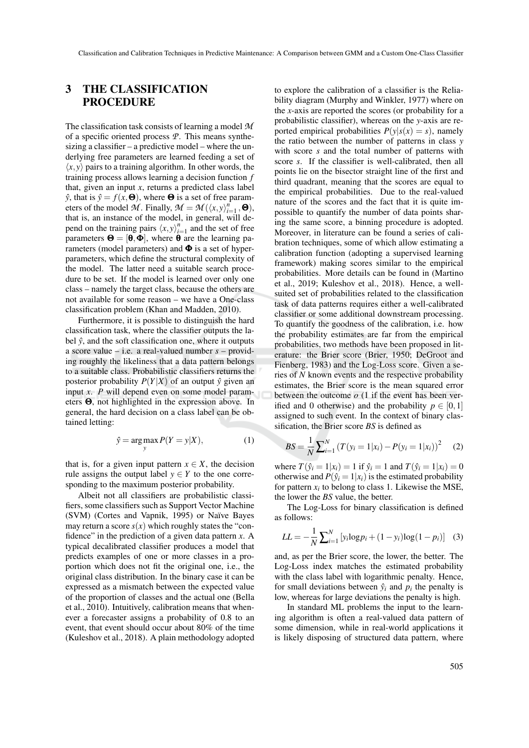## 3 THE CLASSIFICATION PROCEDURE

The classification task consists of learning a model $\mathcal{M}$ of a specific oriented process $\mathcal{P}$. This means synthesizing a classifier – a predictive model – where the underlying free parameters are learned feeding a set of $\langle x, y \rangle$ pairs to a training algorithm. In other words, the training process allows learning a decision function $f$ that, given an input $x$, returns a predicted class label $\hat{y}$, that is $\hat{y} = f(x, \boldsymbol{\Theta})$, where $\boldsymbol{\Theta}$ is a set of free parameters of the model $\mathcal{M}$. Finally, $\mathcal{M} = \mathcal{M}(\langle x, y \rangle_{i=1}^{n}, \boldsymbol{\Theta})$, that is, an instance of the model, in general, will depend on the training pairs $\langle x, y \rangle_{i=1}^{n}$ and the set of free parameters $\boldsymbol{\Theta} = [\boldsymbol{\theta}, \boldsymbol{\Phi}]$, where $\boldsymbol{\theta}$ are the learning parameters (model parameters) and $\boldsymbol{\Phi}$ is a set of hyper-parameters, which define the structural complexity of the model. The latter need a suitable search procedure to be set. If the model is learned over only one class – namely the target class, because the others are not available for some reason – we have a One-class classification problem (Khan and Madden, 2010).

Furthermore, it is possible to distinguish the hard classification task, where the classifier outputs the label $\hat{y}$, and the soft classification one, where it outputs a score value – i.e. a real-valued number $s$ – providing roughly the likeliness that a data pattern belongs to a suitable class. Probabilistic classifiers returns the posterior probability $P(Y|X)$ of an output $\hat{y}$ given an input $x$. $P$ will depend even on some model parameters $\boldsymbol{\Theta}$, not highlighted in the expression above. In general, the hard decision on a class label can be obtained letting:

$$\hat{y} = \arg\max_{y} P(Y = y|X), \tag{1}$$

that is, for a given input pattern $x \in X$, the decision rule assigns the output label $y \in Y$ to the one corresponding to the maximum posterior probability.

Albeit not all classifiers are probabilistic classifiers, some classifiers such as Support Vector Machine (SVM) (Cortes and Vapnik, 1995) or Naïve Bayes may return a score $s(x)$ which roughly states the "confidence" in the prediction of a given data pattern $x$. A typical decalibrated classifier produces a model that predicts examples of one or more classes in a proportion which does not fit the original one, i.e., the original class distribution. In the binary case it can be expressed as a mismatch between the expected value of the proportion of classes and the actual one (Bella et al., 2010). Intuitively, calibration means that whenever a forecaster assigns a probability of 0.8 to an event, that event should occur about 80% of the time (Kuleshov et al., 2018). A plain methodology adopted to explore the calibration of a classifier is the Reliability diagram (Murphy and Winkler, 1977) where on the $x$-axis are reported the scores (or probability for a probabilistic classifier), whereas on the $y$-axis are reported empirical probabilities $P(y|s(x) = s)$, namely the ratio between the number of patterns in class $y$ with score $s$ and the total number of patterns with score $s$. If the classifier is well-calibrated, then all points lie on the bisector straight line of the first and third quadrant, meaning that the scores are equal to the empirical probabilities. Due to the real-valued nature of the scores and the fact that it is quite impossible to quantify the number of data points sharing the same score, a binning procedure is adopted. Moreover, in literature can be found a series of calibration techniques, some of which allow estimating a calibration function (adopting a supervised learning framework) making scores similar to the empirical probabilities. More details can be found in (Martino et al., 2019; Kuleshov et al., 2018). Hence, a well-suited set of probabilities related to the classification task of data patterns requires either a well-calibrated classifier or some additional downstream processing. To quantify the goodness of the calibration, i.e. how the probability estimates are far from the empirical probabilities, two methods have been proposed in literature: the Brier score (Brier, 1950; DeGroot and Fienberg, 1983) and the Log-Loss score. Given a series of $N$ known events and the respective probability estimates, the Brier score is the mean squared error between the outcome $o$ (1 if the event has been verified and 0 otherwise) and the probability $p \in [0, 1]$ assigned to such event. In the context of binary classification, the Brier score $BS$ is defined as

$$BS = \frac{1}{N} \sum_{i=1}^{N} \left( T(y_i = 1|x_i) - P(y_i = 1|x_i) \right)^2 \tag{2}$$

where $T(\hat{y}_i = 1|x_i) = 1$ if $\hat{y}_i = 1$ and $T(\hat{y}_i = 1|x_i) = 0$ otherwise and $P(\hat{y}_i = 1|x_i)$ is the estimated probability for pattern $x_i$ to belong to class 1. Likewise the MSE, the lower the $BS$ value, the better.

The Log-Loss for binary classification is defined as follows:

$$LL = -\frac{1}{N} \sum_{i=1}^{N} \left[ y_i \log p_i + (1 - y_i) \log(1 - p_i) \right] \tag{3}$$

and, as per the Brier score, the lower, the better. The Log-Loss index matches the estimated probability with the class label with logarithmic penalty. Hence, for small deviations between $\hat{y}_i$ and $p_i$ the penalty is low, whereas for large deviations the penalty is high.

In standard ML problems the input to the learning algorithm is often a real-valued data pattern of some dimension, while in real-world applications it is likely disposing of structured data pattern, where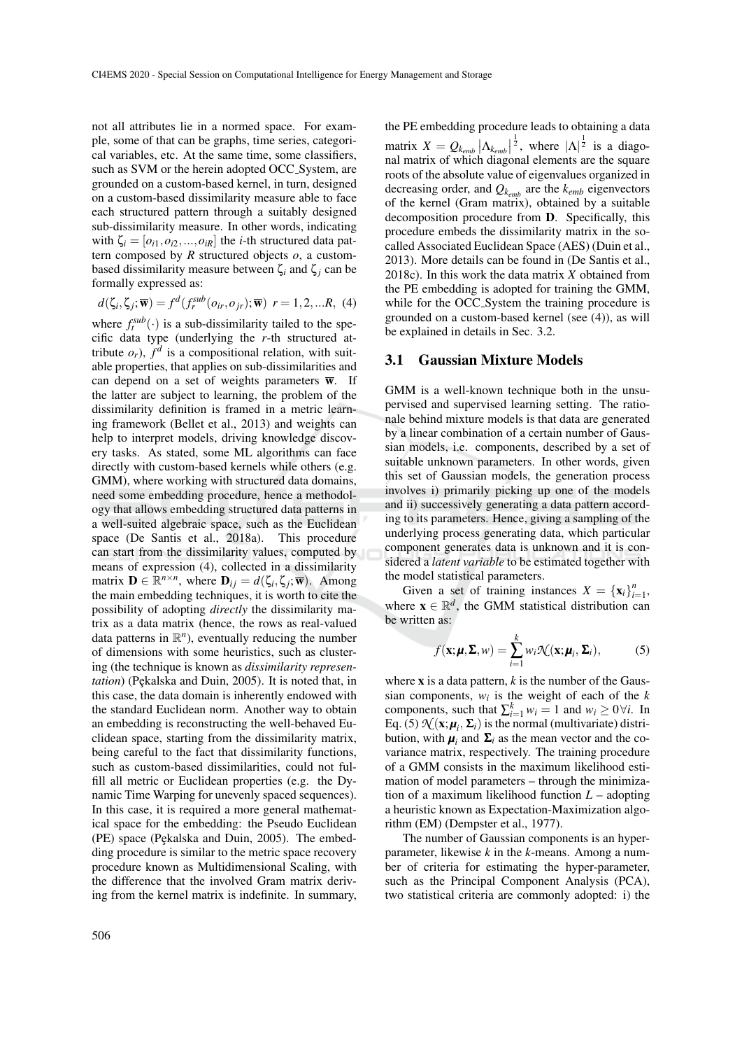not all attributes lie in a normed space. For example, some of that can be graphs, time series, categorical variables, etc. At the same time, some classifiers, such as SVM or the herein adopted OCC_System, are grounded on a custom-based kernel, in turn, designed on a custom-based dissimilarity measure able to face each structured pattern through a suitably designed sub-dissimilarity measure. In other words, indicating with $\zeta_i = [o_{i1}, o_{i2}, ..., o_{iR}]$ the $i$-th structured data pattern composed by $R$ structured objects $o$, a custom-based dissimilarity measure between $\zeta_i$ and $\zeta_j$ can be formally expressed as:

$$d(\zeta_i, \zeta_j; \overline{\mathbf{w}}) = f^d(f_r^{sub}(o_{ir}, o_{jr}); \overline{\mathbf{w}}) \;\; r = 1, 2, ...R, \quad (4)$$

where $f_t^{sub}(\cdot)$ is a sub-dissimilarity tailed to the specific data type (underlying the $r$-th structured attribute $o_r$), $f^d$ is a compositional relation, with suitable properties, that applies on sub-dissimilarities and can depend on a set of weights parameters $\overline{\mathbf{w}}$. If the latter are subject to learning, the problem of the dissimilarity definition is framed in a metric learning framework (Bellet et al., 2013) and weights can help to interpret models, driving knowledge discovery tasks. As stated, some ML algorithms can face directly with custom-based kernels while others (e.g. GMM), where working with structured data domains, need some embedding procedure, hence a methodology that allows embedding structured data patterns in a well-suited algebraic space, such as the Euclidean space (De Santis et al., 2018a). This procedure can start from the dissimilarity values, computed by means of expression (4), collected in a dissimilarity matrix $\mathbf{D} \in \mathbb{R}^{n \times n}$, where $\mathbf{D}_{ij} = d(\zeta_i, \zeta_j; \overline{\mathbf{w}})$. Among the main embedding techniques, it is worth to cite the possibility of adopting *directly* the dissimilarity matrix as a data matrix (hence, the rows as real-valued data patterns in $\mathbb{R}^n$), eventually reducing the number of dimensions with some heuristics, such as clustering (the technique is known as *dissimilarity representation*) (Pękalska and Duin, 2005). It is noted that, in this case, the data domain is inherently endowed with the standard Euclidean norm. Another way to obtain an embedding is reconstructing the well-behaved Euclidean space, starting from the dissimilarity matrix, being careful to the fact that dissimilarity functions, such as custom-based dissimilarities, could not fulfill all metric or Euclidean properties (e.g. the Dynamic Time Warping for unevenly spaced sequences). In this case, it is required a more general mathematical space for the embedding: the Pseudo Euclidean (PE) space (Pękalska and Duin, 2005). The embedding procedure is similar to the metric space recovery procedure known as Multidimensional Scaling, with the difference that the involved Gram matrix deriving from the kernel matrix is indefinite. In summary, the PE embedding procedure leads to obtaining a data matrix $X = Q_{k_{emb}} \left|\Lambda_{k_{emb}}\right|^{\frac{1}{2}}$, where $|\Lambda|^{\frac{1}{2}}$ is a diagonal matrix of which diagonal elements are the square roots of the absolute value of eigenvalues organized in decreasing order, and $Q_{k_{emb}}$ are the $k_{emb}$ eigenvectors of the kernel (Gram matrix), obtained by a suitable decomposition procedure from $\mathbf{D}$. Specifically, this procedure embeds the dissimilarity matrix in the so-called Associated Euclidean Space (AES) (Duin et al., 2013). More details can be found in (De Santis et al., 2018c). In this work the data matrix $X$ obtained from the PE embedding is adopted for training the GMM, while for the OCC_System the training procedure is grounded on a custom-based kernel (see (4)), as will be explained in details in Sec. 3.2.

### 3.1 Gaussian Mixture Models

GMM is a well-known technique both in the unsupervised and supervised learning setting. The rationale behind mixture models is that data are generated by a linear combination of a certain number of Gaussian models, i.e. components, described by a set of suitable unknown parameters. In other words, given this set of Gaussian models, the generation process involves i) primarily picking up one of the models and ii) successively generating a data pattern according to its parameters. Hence, giving a sampling of the underlying process generating data, which particular component generates data is unknown and it is considered a *latent variable* to be estimated together with the model statistical parameters.

Given a set of training instances $X = \{\mathbf{x}_i\}_{i=1}^n$, where $\mathbf{x} \in \mathbb{R}^d$, the GMM statistical distribution can be written as:

$$f(\mathbf{x}; \boldsymbol{\mu}, \boldsymbol{\Sigma}, w) = \sum_{i=1}^{k} w_i \mathcal{N}(\mathbf{x}; \boldsymbol{\mu}_i, \boldsymbol{\Sigma}_i), \quad (5)$$

where $\mathbf{x}$ is a data pattern, $k$ is the number of the Gaussian components, $w_i$ is the weight of each of the $k$ components, such that $\sum_{i=1}^{k} w_i = 1$ and $w_i \geq 0 \forall i$. In Eq. (5) $\mathcal{N}(\mathbf{x}; \boldsymbol{\mu}_i, \boldsymbol{\Sigma}_i)$ is the normal (multivariate) distribution, with $\boldsymbol{\mu}_i$ and $\boldsymbol{\Sigma}_i$ as the mean vector and the covariance matrix, respectively. The training procedure of a GMM consists in the maximum likelihood estimation of model parameters – through the minimization of a maximum likelihood function $L$ – adopting a heuristic known as Expectation-Maximization algorithm (EM) (Dempster et al., 1977).

The number of Gaussian components is an hyperparameter, likewise $k$ in the $k$-means. Among a number of criteria for estimating the hyper-parameter, such as the Principal Component Analysis (PCA), two statistical criteria are commonly adopted: i) the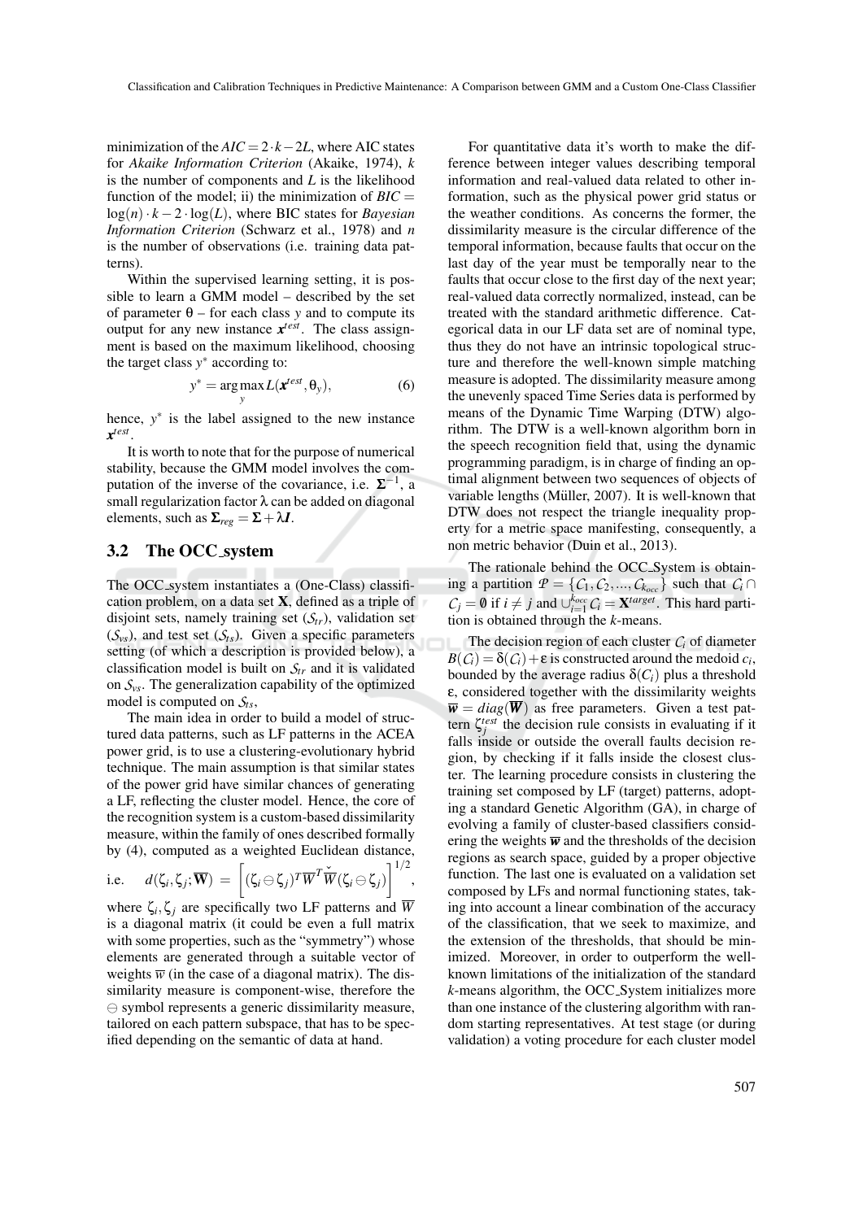minimization of the $AIC = 2 \cdot k - 2L$, where AIC states for *Akaike Information Criterion* (Akaike, 1974), $k$ is the number of components and $L$ is the likelihood function of the model; ii) the minimization of $BIC = \log(n) \cdot k - 2 \cdot \log(L)$, where BIC states for *Bayesian Information Criterion* (Schwarz et al., 1978) and $n$ is the number of observations (i.e. training data patterns).

Within the supervised learning setting, it is possible to learn a GMM model – described by the set of parameter $\theta$ – for each class $y$ and to compute its output for any new instance $\boldsymbol{x}^{test}$. The class assignment is based on the maximum likelihood, choosing the target class $y^*$ according to:

$$y^* = \arg\max_y L(\boldsymbol{x}^{test}, \theta_y), \tag{6}$$

hence, $y^*$ is the label assigned to the new instance $\boldsymbol{x}^{test}$.

It is worth to note that for the purpose of numerical stability, because the GMM model involves the computation of the inverse of the covariance, i.e. $\boldsymbol{\Sigma}^{-1}$, a small regularization factor $\lambda$ can be added on diagonal elements, such as $\boldsymbol{\Sigma}_{reg} = \boldsymbol{\Sigma} + \lambda \boldsymbol{I}$.

## 3.2 The OCC_system

The OCC_system instantiates a (One-Class) classification problem, on a data set $\mathbf{X}$, defined as a triple of disjoint sets, namely training set ($\mathcal{S}_{tr}$), validation set ($\mathcal{S}_{vs}$), and test set ($\mathcal{S}_{ts}$). Given a specific parameters setting (of which a description is provided below), a classification model is built on $\mathcal{S}_{tr}$ and it is validated on $\mathcal{S}_{vs}$. The generalization capability of the optimized model is computed on $\mathcal{S}_{ts}$,

The main idea in order to build a model of structured data patterns, such as LF patterns in the ACEA power grid, is to use a clustering-evolutionary hybrid technique. The main assumption is that similar states of the power grid have similar chances of generating a LF, reflecting the cluster model. Hence, the core of the recognition system is a custom-based dissimilarity measure, within the family of ones described formally by (4), computed as a weighted Euclidean distance, i.e. $d(\zeta_i, \zeta_j; \overline{\mathbf{W}}) = \left[ (\zeta_i \ominus \zeta_j)^T \overline{W}^T \overline{W} (\zeta_i \ominus \zeta_j) \right]^{1/2}$, where $\zeta_i, \zeta_j$ are specifically two LF patterns and $\overline{W}$ is a diagonal matrix (it could be even a full matrix with some properties, such as the "symmetry") whose elements are generated through a suitable vector of weights $\overline{w}$ (in the case of a diagonal matrix). The dissimilarity measure is component-wise, therefore the $\ominus$ symbol represents a generic dissimilarity measure, tailored on each pattern subspace, that has to be specified depending on the semantic of data at hand.

For quantitative data it's worth to make the difference between integer values describing temporal information and real-valued data related to other information, such as the physical power grid status or the weather conditions. As concerns the former, the dissimilarity measure is the circular difference of the temporal information, because faults that occur on the last day of the year must be temporally near to the faults that occur close to the first day of the next year; real-valued data correctly normalized, instead, can be treated with the standard arithmetic difference. Categorical data in our LF data set are of nominal type, thus they do not have an intrinsic topological structure and therefore the well-known simple matching measure is adopted. The dissimilarity measure among the unevenly spaced Time Series data is performed by means of the Dynamic Time Warping (DTW) algorithm. The DTW is a well-known algorithm born in the speech recognition field that, using the dynamic programming paradigm, is in charge of finding an optimal alignment between two sequences of objects of variable lengths (Müller, 2007). It is well-known that DTW does not respect the triangle inequality property for a metric space manifesting, consequently, a non metric behavior (Duin et al., 2013).

The rationale behind the OCC_System is obtaining a partition $\mathcal{P} = \{\mathcal{C}_1, \mathcal{C}_2, ..., \mathcal{C}_{k_{occ}}\}$ such that $\mathcal{C}_i \cap \mathcal{C}_j = \emptyset$ if $i \neq j$ and $\cup_{i=1}^{k_{occ}} \mathcal{C}_i = \mathbf{X}^{target}$. This hard partition is obtained through the $k$-means.

The decision region of each cluster $\mathcal{C}_i$ of diameter $B(\mathcal{C}_i) = \delta(\mathcal{C}_i) + \varepsilon$ is constructed around the medoid $c_i$, bounded by the average radius $\delta(\mathcal{C}_i)$ plus a threshold $\varepsilon$, considered together with the dissimilarity weights $\overline{\boldsymbol{w}} = diag(\overline{\boldsymbol{W}})$ as free parameters. Given a test pattern $\zeta_j^{test}$ the decision rule consists in evaluating if it falls inside or outside the overall faults decision region, by checking if it falls inside the closest cluster. The learning procedure consists in clustering the training set composed by LF (target) patterns, adopting a standard Genetic Algorithm (GA), in charge of evolving a family of cluster-based classifiers considering the weights $\overline{\boldsymbol{w}}$ and the thresholds of the decision regions as search space, guided by a proper objective function. The last one is evaluated on a validation set composed by LFs and normal functioning states, taking into account a linear combination of the accuracy of the classification, that we seek to maximize, and the extension of the thresholds, that should be minimized. Moreover, in order to outperform the well-known limitations of the initialization of the standard $k$-means algorithm, the OCC_System initializes more than one instance of the clustering algorithm with random starting representatives. At test stage (or during validation) a voting procedure for each cluster model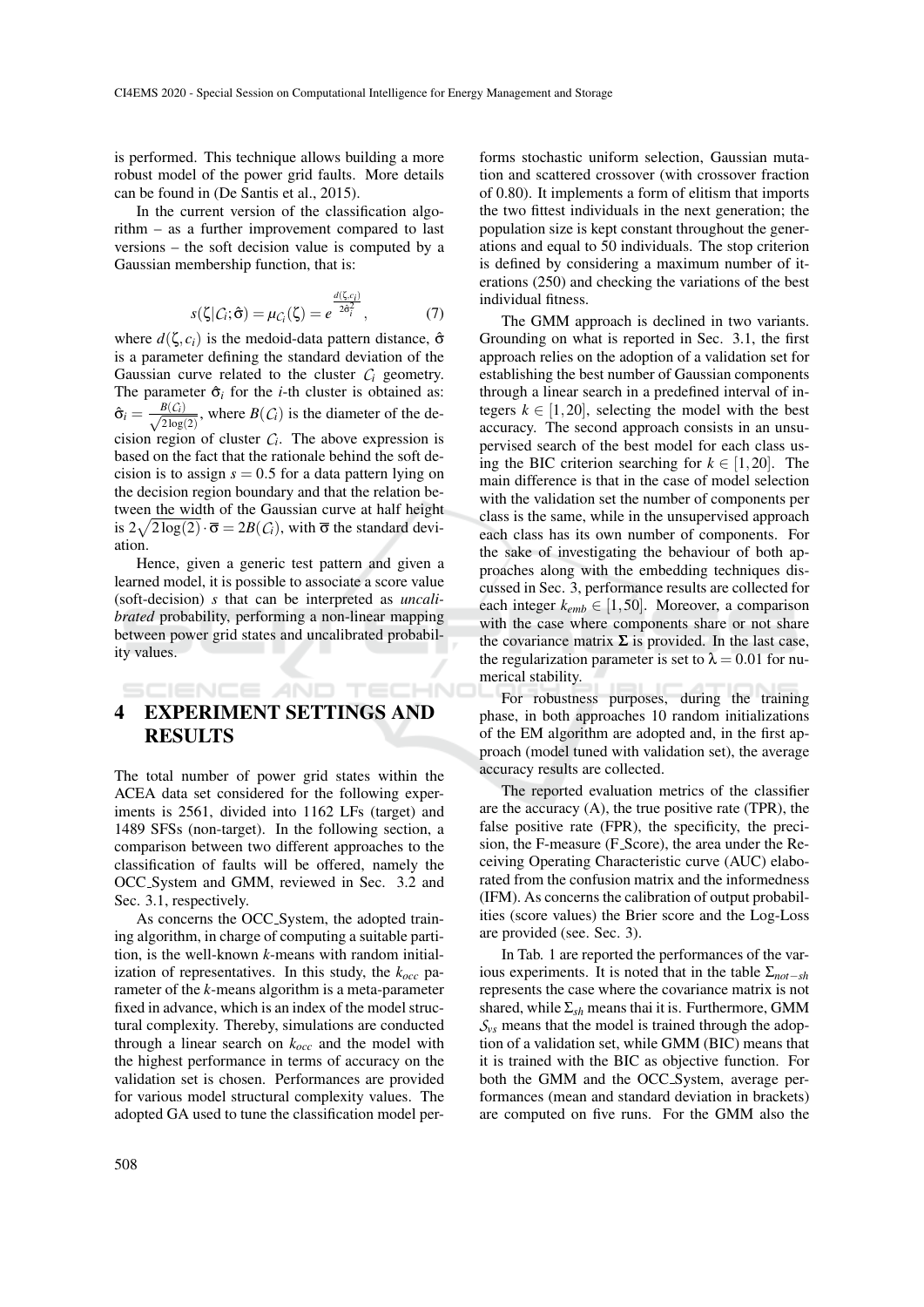is performed. This technique allows building a more robust model of the power grid faults. More details can be found in (De Santis et al., 2015).

In the current version of the classification algorithm – as a further improvement compared to last versions – the soft decision value is computed by a Gaussian membership function, that is:

$$s(\zeta|\mathcal{C}_i;\hat{\sigma}) = \mu_{\mathcal{C}_i}(\zeta) = e^{\frac{d(\zeta,c_i)}{2\hat{\sigma}_i^2}}, \tag{7}$$

where $d(\zeta, c_i)$ is the medoid-data pattern distance, $\hat{\sigma}$ is a parameter defining the standard deviation of the Gaussian curve related to the cluster $\mathcal{C}_i$ geometry. The parameter $\hat{\sigma}_i$ for the $i$-th cluster is obtained as: $\hat{\sigma}_i = \frac{B(\mathcal{C}_i)}{\sqrt{2\log(2)}}$, where $B(\mathcal{C}_i)$ is the diameter of the decision region of cluster $\mathcal{C}_i$. The above expression is based on the fact that the rationale behind the soft decision is to assign $s = 0.5$ for a data pattern lying on the decision region boundary and that the relation between the width of the Gaussian curve at half height is $2\sqrt{2\log(2)} \cdot \overline{\sigma} = 2B(\mathcal{C}_i)$, with $\overline{\sigma}$ the standard deviation.

Hence, given a generic test pattern and given a learned model, it is possible to associate a score value (soft-decision) $s$ that can be interpreted as *uncalibrated* probability, performing a non-linear mapping between power grid states and uncalibrated probability values.

# 4 EXPERIMENT SETTINGS AND RESULTS

The total number of power grid states within the ACEA data set considered for the following experiments is 2561, divided into 1162 LFs (target) and 1489 SFSs (non-target). In the following section, a comparison between two different approaches to the classification of faults will be offered, namely the OCC_System and GMM, reviewed in Sec. 3.2 and Sec. 3.1, respectively.

As concerns the OCC_System, the adopted training algorithm, in charge of computing a suitable partition, is the well-known $k$-means with random initialization of representatives. In this study, the $k_{occ}$ parameter of the $k$-means algorithm is a meta-parameter fixed in advance, which is an index of the model structural complexity. Thereby, simulations are conducted through a linear search on $k_{occ}$ and the model with the highest performance in terms of accuracy on the validation set is chosen. Performances are provided for various model structural complexity values. The adopted GA used to tune the classification model performs stochastic uniform selection, Gaussian mutation and scattered crossover (with crossover fraction of 0.80). It implements a form of elitism that imports the two fittest individuals in the next generation; the population size is kept constant throughout the generations and equal to 50 individuals. The stop criterion is defined by considering a maximum number of iterations (250) and checking the variations of the best individual fitness.

The GMM approach is declined in two variants. Grounding on what is reported in Sec. 3.1, the first approach relies on the adoption of a validation set for establishing the best number of Gaussian components through a linear search in a predefined interval of integers $k \in [1, 20]$, selecting the model with the best accuracy. The second approach consists in an unsupervised search of the best model for each class using the BIC criterion searching for $k \in [1, 20]$. The main difference is that in the case of model selection with the validation set the number of components per class is the same, while in the unsupervised approach each class has its own number of components. For the sake of investigating the behaviour of both approaches along with the embedding techniques discussed in Sec. 3, performance results are collected for each integer $k_{emb} \in [1, 50]$. Moreover, a comparison with the case where components share or not share the covariance matrix $\mathbf{\Sigma}$ is provided. In the last case, the regularization parameter is set to $\lambda = 0.01$ for numerical stability.

For robustness purposes, during the training phase, in both approaches 10 random initializations of the EM algorithm are adopted and, in the first approach (model tuned with validation set), the average accuracy results are collected.

The reported evaluation metrics of the classifier are the accuracy (A), the true positive rate (TPR), the false positive rate (FPR), the specificity, the precision, the F-measure (F_Score), the area under the Receiving Operating Characteristic curve (AUC) elaborated from the confusion matrix and the informedness (IFM). As concerns the calibration of output probabilities (score values) the Brier score and the Log-Loss are provided (see. Sec. 3).

In Tab. 1 are reported the performances of the various experiments. It is noted that in the table $\Sigma_{not-sh}$ represents the case where the covariance matrix is not shared, while $\Sigma_{sh}$ means thai it is. Furthermore, GMM $\mathcal{S}_{vs}$ means that the model is trained through the adoption of a validation set, while GMM (BIC) means that it is trained with the BIC as objective function. For both the GMM and the OCC_System, average performances (mean and standard deviation in brackets) are computed on five runs. For the GMM also the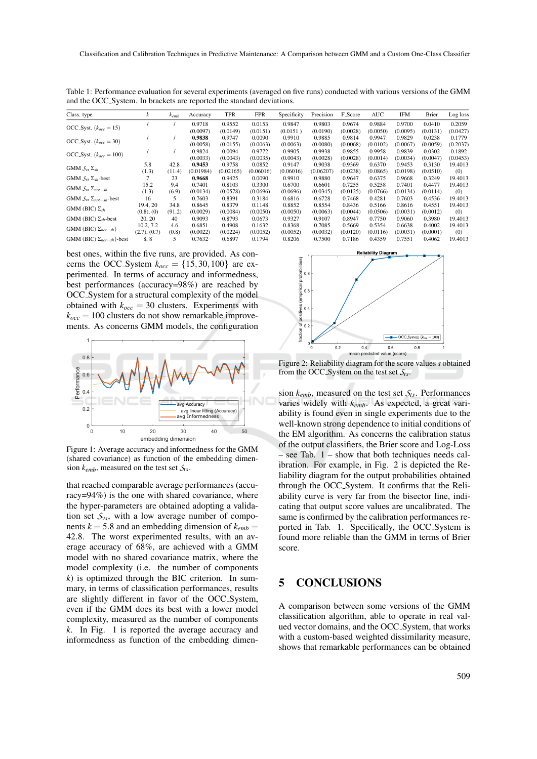Table 1: Performance evaluation for several experiments (averaged on five runs) conducted with various versions of the GMM and the OCC_System. In brackets are reported the standard deviations.

| Class. type | $k$ | $k_{emb}$ | Accuracy | TPR | FPR | Specificity | Precision | F_Score | AUC | IFM | Brier | Log loss |
|---|---|---|---|---|---|---|---|---|---|---|---|---|
| OCC_Syst. ($k_{occ}=15$) | / | / | 0.9718 (0.0097) | 0.9552 (0.0149) | 0.0153 (0.0151) | 0.9847 (0.0151 ) | 0.9803 (0.0190) | 0.9674 (0.0028) | 0.9884 (0.0050) | 0.9700 (0.0095) | 0.0410 (0.0131) | 0.2059 (0.0427) |
| OCC_Syst. ($k_{occ}=30$) | / | / | **0.9838** (0.0058) | 0.9747 (0.0155) | 0.0090 (0.0063) | 0.9910 (0.0063) | 0.9885 (0.0080) | 0.9814 (0.0068) | 0.9947 (0.0102) | 0.9829 (0.0067) | 0.0238 (0.0059) | 0.1779 (0.2037) |
| OCC_Syst. ($k_{occ}=100$) | / | / | 0.9824 (0.0033) | 0.0094 (0.0043) | 0.9772 (0.0035) | 0.9905 (0.0043) | 0.9938 (0.0028) | 0.9855 (0.0028) | 0.9958 (0.0014) | 0.9839 (0.0034) | 0.0302 (0.0047) | 0.1892 (0.0453) |
| GMM $S_{vs}$ $\Sigma_{sh}$ | 5.8 (1.3) | 42.8 (11.4) | **0.9453** (0.01984) | 0.9758 (0.02165) | 0.0852 (0.06016) | 0.9147 (0.06016) | 0.9038 (0.06207) | 0.9369 (0.0238) | 0.6370 (0.0865) | 0.9453 (0.0198) | 0.3130 (0.0510) | 19.4013 (0) |
| GMM $S_{vs}$ $\Sigma_{sh}$-best | 7 | 23 | **0.9668** | 0.9425 | 0.0090 | 0.9910 | 0.9880 | 0.9647 | 0.6375 | 0.9668 | 0.3249 | 19.4013 |
| GMM $S_{vs}$ $\Sigma_{not-sh}$ | 15.2 (1.3) | 9.4 (6.9) | 0.7401 (0.0134) | 0.8103 (0.0578) | 0.3300 (0.0696) | 0.6700 (0.0696) | 0.6601 (0.0345) | 0.7255 (0.0125) | 0.5258 (0.0766) | 0.7401 (0.0134) | 0.4477 (0.0114) | 19.4013 (0) |
| GMM $S_{vs}$ $\Sigma_{not-sh}$-best | 16 | 5 | 0.7603 | 0.8391 | 0.3184 | 0.6816 | 0.6728 | 0.7468 | 0.4281 | 0.7603 | 0.4536 | 19.4013 |
| GMM (BIC) $\Sigma_{sh}$ | 19.4, 20 (0.8), (0) | 34.8 (91.2) | 0.8645 (0.0029) | 0.8379 (0.0084) | 0.1148 (0.0050) | 0.8852 (0.0050) | 0.8554 (0.0063) | 0.8436 (0.0044) | 0.5166 (0.0506) | 0.8616 (0.0031) | 0.4551 (0.0012) | 19.4013 (0) |
| GMM (BIC) $\Sigma_{sh}$-best | 20, 20 | 40 | 0.9093 | 0.8793 | 0.0673 | 0.9327 | 0.9107 | 0.8947 | 0.7750 | 0.9060 | 0.3980 | 19.4013 |
| GMM (BIC) $\Sigma_{not-sh}$) | 10.2, 7.2 (2.7), (0.7) | 4.6 (0.8) | 0.6851 (0.0022) | 0.4908 (0.0224) | 0.1632 (0.0052) | 0.8368 (0.0052) | 0.7085 (0.0032) | 0.5669 (0.0120) | 0.5354 (0.0116) | 0.6638 (0.0031) | 0.4002 (0.0001) | 19.4013 (0) |
| GMM (BIC) $\Sigma_{not-sh}$)-best | 8, 8 | 5 | 0.7632 | 0.6897 | 0.1794 | 0.8206 | 0.7500 | 0.7186 | 0.4359 | 0.7551 | 0.4062 | 19.4013 |

best ones, within the five runs, are provided. As concerns the OCC_System $k_{occ} = \{15, 30, 100\}$ are experimented. In terms of accuracy and informedness, best performances (accuracy=98%) are reached by OCC_System for a structural complexity of the model obtained with $k_{occ} = 30$ clusters. Experiments with $k_{occ} = 100$ clusters do not show remarkable improvements. As concerns GMM models, the configuration

Figure 1: Average accuracy and informedness for the GMM (shared covariance) as function of the embedding dimension $k_{emb}$, measured on the test set $S_{ts}$.

that reached comparable average performances (accuracy=94%) is the one with shared covariance, where the hyper-parameters are obtained adopting a validation set $S_{vs}$, with a low average number of components $k = 5.8$ and an embedding dimension of $k_{emb} = 42.8$. The worst experimented results, with an average accuracy of 68%, are achieved with a GMM model with no shared covariance matrix, where the model complexity (i.e. the number of components $k$) is optimized through the BIC criterion. In summary, in terms of classification performances, results are slightly different in favor of the OCC_System, even if the GMM does its best with a lower model complexity, measured as the number of components $k$. In Fig. 1 is reported the average accuracy and informedness as function of the embedding dimension $k_{emb}$, measured on the test set $S_{ts}$. Performances varies widely with $k_{emb}$. As expected, a great variability is found even in single experiments due to the well-known strong dependence to initial conditions of the EM algorithm. As concerns the calibration status of the output classifiers, the Brier score and Log-Loss – see Tab. 1 – show that both techniques needs calibration. For example, in Fig. 2 is depicted the Reliability diagram for the output probabilities obtained through the OCC_System. It confirms that the Reliability curve is very far from the bisector line, indicating that output score values are uncalibrated. The same is confirmed by the calibration performances reported in Tab. 1. Specifically, the OCC_System is found more reliable than the GMM in terms of Brier score.

Figure 2: Reliability diagram for the score values $s$ obtained from the OCC_System on the test set $S_{ts}$.

## 5 CONCLUSIONS

A comparison between some versions of the GMM classification algorithm, able to operate in real valued vector domains, and the OCC_System, that works with a custom-based weighted dissimilarity measure, shows that remarkable performances can be obtained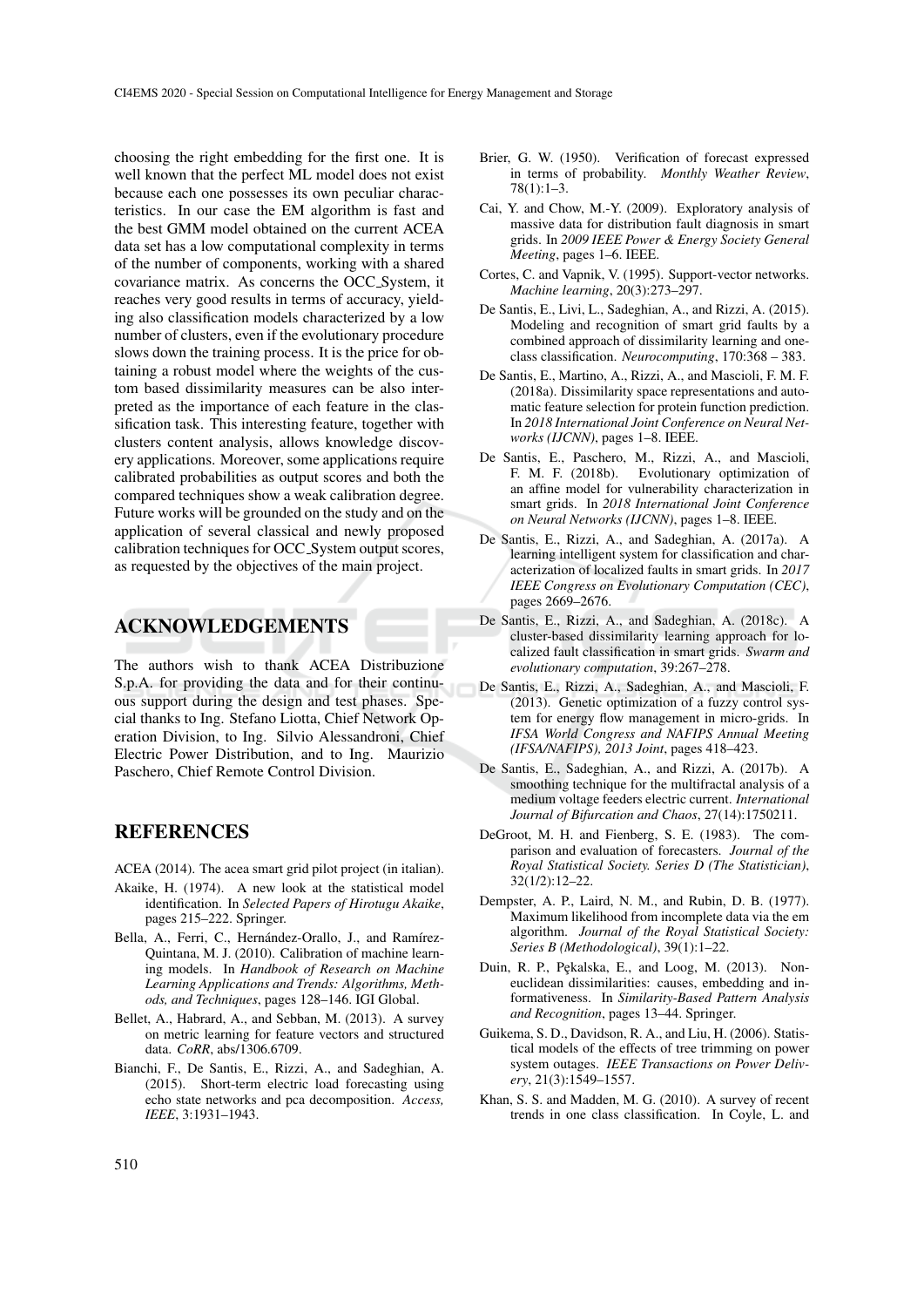choosing the right embedding for the first one. It is well known that the perfect ML model does not exist because each one possesses its own peculiar characteristics. In our case the EM algorithm is fast and the best GMM model obtained on the current ACEA data set has a low computational complexity in terms of the number of components, working with a shared covariance matrix. As concerns the OCC_System, it reaches very good results in terms of accuracy, yielding also classification models characterized by a low number of clusters, even if the evolutionary procedure slows down the training process. It is the price for obtaining a robust model where the weights of the custom based dissimilarity measures can be also interpreted as the importance of each feature in the classification task. This interesting feature, together with clusters content analysis, allows knowledge discovery applications. Moreover, some applications require calibrated probabilities as output scores and both the compared techniques show a weak calibration degree. Future works will be grounded on the study and on the application of several classical and newly proposed calibration techniques for OCC_System output scores, as requested by the objectives of the main project.

## ACKNOWLEDGEMENTS

The authors wish to thank ACEA Distribuzione S.p.A. for providing the data and for their continuous support during the design and test phases. Special thanks to Ing. Stefano Liotta, Chief Network Operation Division, to Ing. Silvio Alessandroni, Chief Electric Power Distribution, and to Ing. Maurizio Paschero, Chief Remote Control Division.

## REFERENCES

ACEA (2014). The acea smart grid pilot project (in italian).

Akaike, H. (1974). A new look at the statistical model identification. In *Selected Papers of Hirotugu Akaike*, pages 215–222. Springer.

Bella, A., Ferri, C., Hernández-Orallo, J., and Ramírez-Quintana, M. J. (2010). Calibration of machine learning models. In *Handbook of Research on Machine Learning Applications and Trends: Algorithms, Methods, and Techniques*, pages 128–146. IGI Global.

Bellet, A., Habrard, A., and Sebban, M. (2013). A survey on metric learning for feature vectors and structured data. *CoRR*, abs/1306.6709.

Bianchi, F., De Santis, E., Rizzi, A., and Sadeghian, A. (2015). Short-term electric load forecasting using echo state networks and pca decomposition. *Access, IEEE*, 3:1931–1943.

Brier, G. W. (1950). Verification of forecast expressed in terms of probability. *Monthly Weather Review*, 78(1):1–3.

Cai, Y. and Chow, M.-Y. (2009). Exploratory analysis of massive data for distribution fault diagnosis in smart grids. In *2009 IEEE Power & Energy Society General Meeting*, pages 1–6. IEEE.

Cortes, C. and Vapnik, V. (1995). Support-vector networks. *Machine learning*, 20(3):273–297.

De Santis, E., Livi, L., Sadeghian, A., and Rizzi, A. (2015). Modeling and recognition of smart grid faults by a combined approach of dissimilarity learning and one-class classification. *Neurocomputing*, 170:368 – 383.

De Santis, E., Martino, A., Rizzi, A., and Mascioli, F. M. F. (2018a). Dissimilarity space representations and automatic feature selection for protein function prediction. In *2018 International Joint Conference on Neural Networks (IJCNN)*, pages 1–8. IEEE.

De Santis, E., Paschero, M., Rizzi, A., and Mascioli, F. M. F. (2018b). Evolutionary optimization of an affine model for vulnerability characterization in smart grids. In *2018 International Joint Conference on Neural Networks (IJCNN)*, pages 1–8. IEEE.

De Santis, E., Rizzi, A., and Sadeghian, A. (2017a). A learning intelligent system for classification and characterization of localized faults in smart grids. In *2017 IEEE Congress on Evolutionary Computation (CEC)*, pages 2669–2676.

De Santis, E., Rizzi, A., and Sadeghian, A. (2018c). A cluster-based dissimilarity learning approach for localized fault classification in smart grids. *Swarm and evolutionary computation*, 39:267–278.

De Santis, E., Rizzi, A., Sadeghian, A., and Mascioli, F. (2013). Genetic optimization of a fuzzy control system for energy flow management in micro-grids. In *IFSA World Congress and NAFIPS Annual Meeting (IFSA/NAFIPS), 2013 Joint*, pages 418–423.

De Santis, E., Sadeghian, A., and Rizzi, A. (2017b). A smoothing technique for the multifractal analysis of a medium voltage feeders electric current. *International Journal of Bifurcation and Chaos*, 27(14):1750211.

DeGroot, M. H. and Fienberg, S. E. (1983). The comparison and evaluation of forecasters. *Journal of the Royal Statistical Society. Series D (The Statistician)*, 32(1/2):12–22.

Dempster, A. P., Laird, N. M., and Rubin, D. B. (1977). Maximum likelihood from incomplete data via the em algorithm. *Journal of the Royal Statistical Society: Series B (Methodological)*, 39(1):1–22.

Duin, R. P., Pękalska, E., and Loog, M. (2013). Non-euclidean dissimilarities: causes, embedding and informativeness. In *Similarity-Based Pattern Analysis and Recognition*, pages 13–44. Springer.

Guikema, S. D., Davidson, R. A., and Liu, H. (2006). Statistical models of the effects of tree trimming on power system outages. *IEEE Transactions on Power Delivery*, 21(3):1549–1557.

Khan, S. S. and Madden, M. G. (2010). A survey of recent trends in one class classification. In Coyle, L. and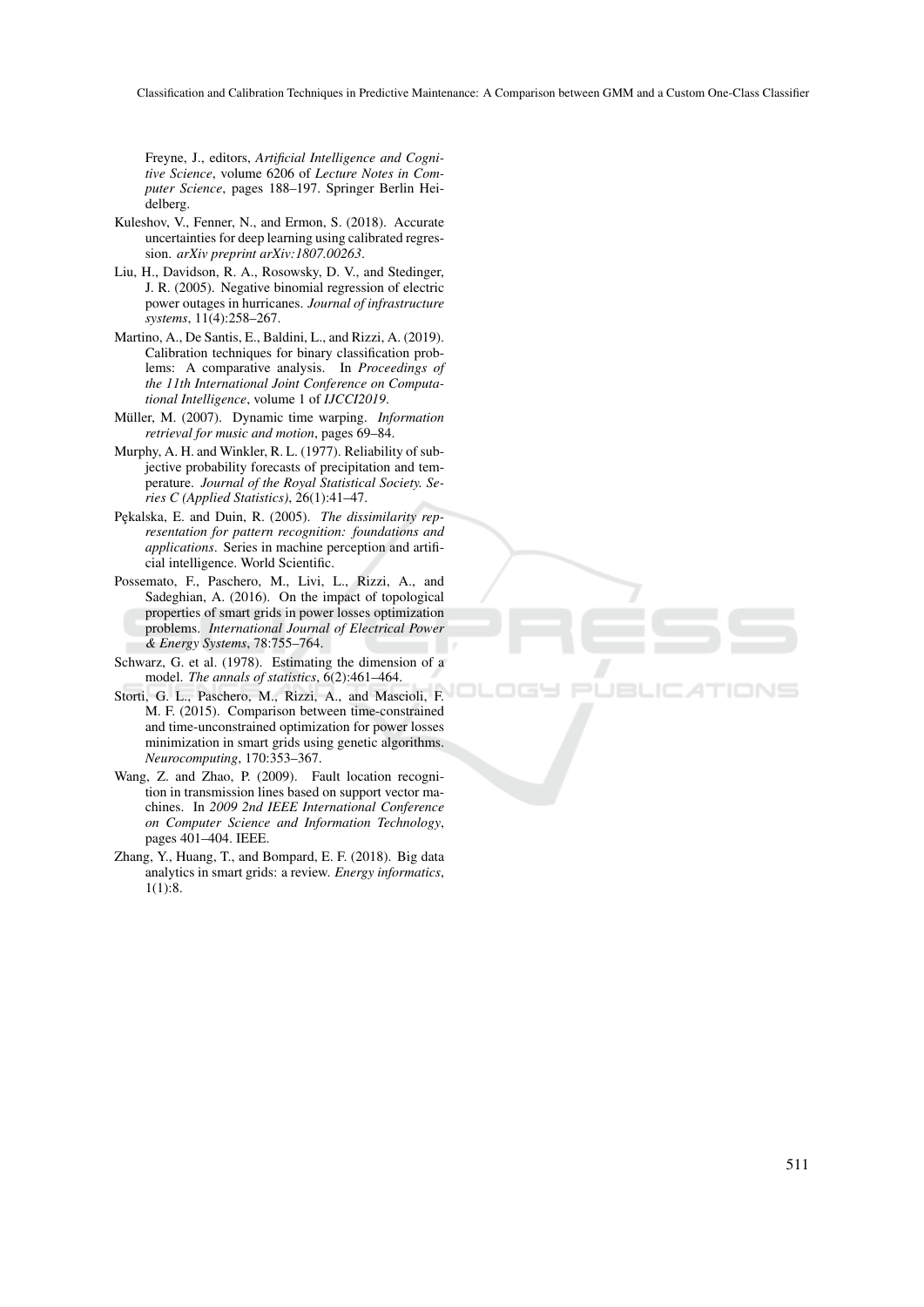Freyne, J., editors, *Artificial Intelligence and Cognitive Science*, volume 6206 of *Lecture Notes in Computer Science*, pages 188–197. Springer Berlin Heidelberg.

Kuleshov, V., Fenner, N., and Ermon, S. (2018). Accurate uncertainties for deep learning using calibrated regression. *arXiv preprint arXiv:1807.00263*.

Liu, H., Davidson, R. A., Rosowsky, D. V., and Stedinger, J. R. (2005). Negative binomial regression of electric power outages in hurricanes. *Journal of infrastructure systems*, 11(4):258–267.

Martino, A., De Santis, E., Baldini, L., and Rizzi, A. (2019). Calibration techniques for binary classification problems: A comparative analysis. In *Proceedings of the 11th International Joint Conference on Computational Intelligence*, volume 1 of *IJCCI2019*.

Müller, M. (2007). Dynamic time warping. *Information retrieval for music and motion*, pages 69–84.

Murphy, A. H. and Winkler, R. L. (1977). Reliability of subjective probability forecasts of precipitation and temperature. *Journal of the Royal Statistical Society. Series C (Applied Statistics)*, 26(1):41–47.

Pękalska, E. and Duin, R. (2005). *The dissimilarity representation for pattern recognition: foundations and applications*. Series in machine perception and artificial intelligence. World Scientific.

Possemato, F., Paschero, M., Livi, L., Rizzi, A., and Sadeghian, A. (2016). On the impact of topological properties of smart grids in power losses optimization problems. *International Journal of Electrical Power & Energy Systems*, 78:755–764.

Schwarz, G. et al. (1978). Estimating the dimension of a model. *The annals of statistics*, 6(2):461–464.

Storti, G. L., Paschero, M., Rizzi, A., and Mascioli, F. M. F. (2015). Comparison between time-constrained and time-unconstrained optimization for power losses minimization in smart grids using genetic algorithms. *Neurocomputing*, 170:353–367.

Wang, Z. and Zhao, P. (2009). Fault location recognition in transmission lines based on support vector machines. In *2009 2nd IEEE International Conference on Computer Science and Information Technology*, pages 401–404. IEEE.

Zhang, Y., Huang, T., and Bompard, E. F. (2018). Big data analytics in smart grids: a review. *Energy informatics*, 1(1):8.